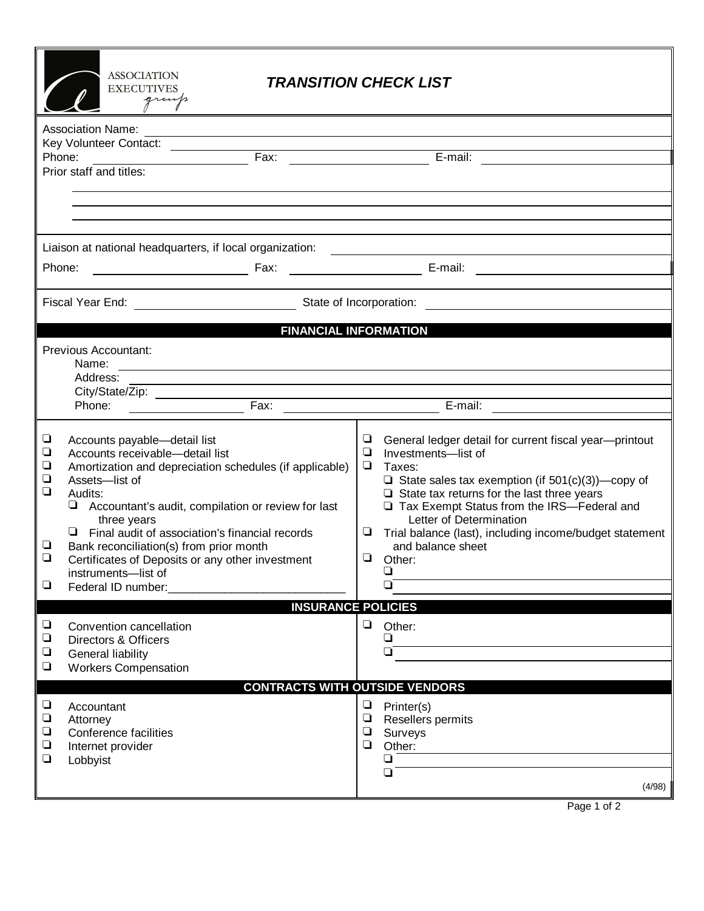ASSOCIATION EXECUTIVES group

# TRANSITION CHECK LIST

Association Name: \_\_\_\_\_\_\_\_\_\_\_\_\_\_\_\_\_\_\_\_\_\_\_\_\_\_\_\_\_\_\_\_

Key Volunteer Contact: \_\_\_\_\_\_\_\_\_\_\_\_\_\_\_\_\_\_\_\_\_\_\_\_\_\_\_\_\_\_\_\_

Phone: \_\_\_\_\_\_\_\_\_\_\_\_\_\_\_\_ Fax: \_\_\_\_\_\_\_\_\_\_\_\_\_\_\_\_ E-mail: \_\_\_\_\_\_\_\_\_\_\_\_\_\_\_\_

Prior staff and titles:

\_\_\_\_\_\_\_\_\_\_\_\_\_\_\_\_\_\_\_\_\_\_\_\_\_\_\_\_\_\_\_\_

\_\_\_\_\_\_\_\_\_\_\_\_\_\_\_\_\_\_\_\_\_\_\_\_\_\_\_\_\_\_\_\_

\_\_\_\_\_\_\_\_\_\_\_\_\_\_\_\_\_\_\_\_\_\_\_\_\_\_\_\_\_\_\_\_

Liaison at national headquarters, if local organization: \_\_\_\_\_\_\_\_\_\_\_\_\_\_\_\_\_\_\_\_\_\_\_\_\_\_\_\_\_\_\_\_

Phone: \_\_\_\_\_\_\_\_\_\_\_\_\_\_\_\_ Fax: \_\_\_\_\_\_\_\_\_\_\_\_\_\_\_\_ E-mail: \_\_\_\_\_\_\_\_\_\_\_\_\_\_\_\_

Fiscal Year End: \_\_\_\_\_\_\_\_\_\_\_\_\_\_\_\_ State of Incorporation: \_\_\_\_\_\_\_\_\_\_\_\_\_\_\_\_

## FINANCIAL INFORMATION

Previous Accountant:

- Name: \_\_\_\_\_\_\_\_\_\_\_\_\_\_\_\_\_\_\_\_\_\_\_\_\_\_\_\_\_\_\_\_
- Address: \_\_\_\_\_\_\_\_\_\_\_\_\_\_\_\_\_\_\_\_\_\_\_\_\_\_\_\_\_\_\_\_
- City/State/Zip: \_\_\_\_\_\_\_\_\_\_\_\_\_\_\_\_\_\_\_\_\_\_\_\_\_\_\_\_\_\_\_\_
- Phone: \_\_\_\_\_\_\_\_\_\_\_\_\_\_\_\_ Fax: \_\_\_\_\_\_\_\_\_\_\_\_\_\_\_\_ E-mail: \_\_\_\_\_\_\_\_\_\_\_\_\_\_\_\_

- ❑ Accounts payable—detail list
- ❑ Accounts receivable—detail list
- ❑ Amortization and depreciation schedules (if applicable)
- ❑ Assets—list of
- ❑ Audits:
  - ❑ Accountant's audit, compilation or review for last three years
  - ❑ Final audit of association's financial records
- ❑ Bank reconciliation(s) from prior month
- ❑ Certificates of Deposits or any other investment instruments—list of
- ❑ Federal ID number:\_\_\_\_\_\_\_\_\_\_\_\_\_\_\_\_\_\_\_\_\_\_\_\_\_\_\_\_
- ❑ General ledger detail for current fiscal year—printout
- ❑ Investments—list of
- ❑ Taxes:
  - ❑ State sales tax exemption (if 501(c)(3))—copy of
  - ❑ State tax returns for the last three years
  - ❑ Tax Exempt Status from the IRS—Federal and Letter of Determination
- ❑ Trial balance (last), including income/budget statement and balance sheet
- ❑ Other:
  - ❑ \_\_\_\_\_\_\_\_\_\_\_\_\_\_\_\_
  - ❑ \_\_\_\_\_\_\_\_\_\_\_\_\_\_\_\_

## INSURANCE POLICIES

- ❑ Convention cancellation
- ❑ Directors & Officers
- ❑ General liability
- ❑ Workers Compensation
- ❑ Other:
  - ❑ \_\_\_\_\_\_\_\_\_\_\_\_\_\_\_\_
  - ❑ \_\_\_\_\_\_\_\_\_\_\_\_\_\_\_\_

## CONTRACTS WITH OUTSIDE VENDORS

- ❑ Accountant
- ❑ Attorney
- ❑ Conference facilities
- ❑ Internet provider
- ❑ Lobbyist
- ❑ Printer(s)
- ❑ Resellers permits
- ❑ Surveys
- ❑ Other:
  - ❑ \_\_\_\_\_\_\_\_\_\_\_\_\_\_\_\_
  - ❑ \_\_\_\_\_\_\_\_\_\_\_\_\_\_\_\_

(4/98)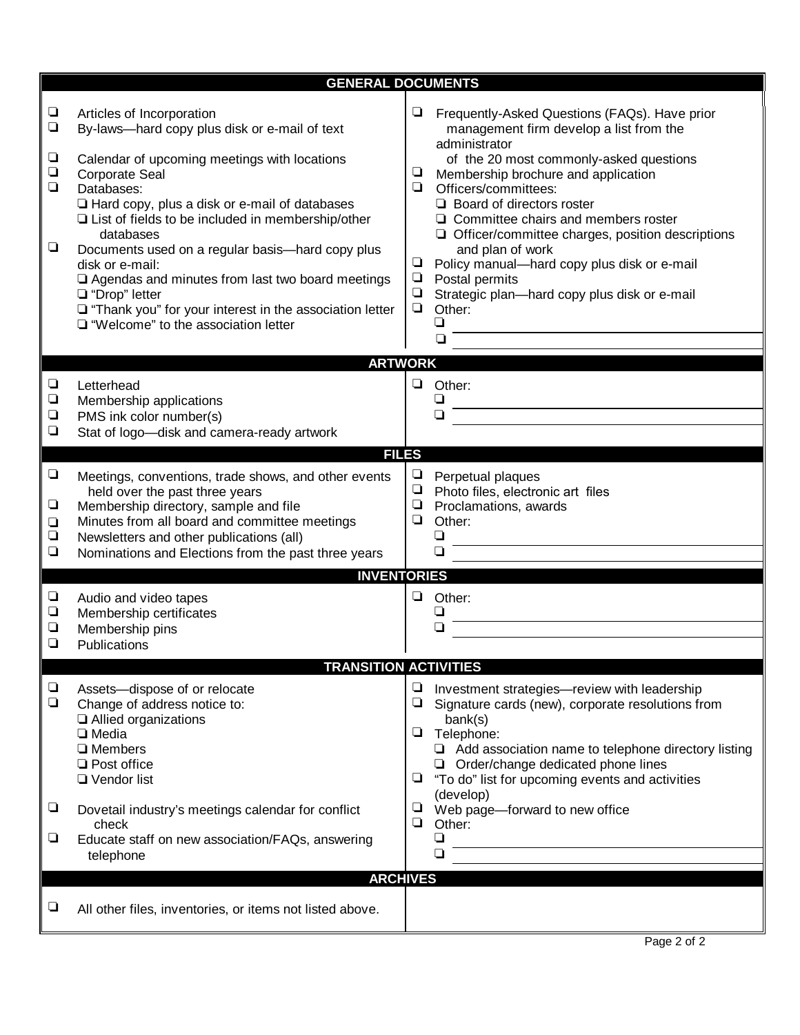## GENERAL DOCUMENTS

- ❑ Articles of Incorporation
- ❑ By-laws—hard copy plus disk or e-mail of text
- ❑ Calendar of upcoming meetings with locations
- ❑ Corporate Seal
- ❑ Databases:
  - ❑ Hard copy, plus a disk or e-mail of databases
  - ❑ List of fields to be included in membership/other databases
- ❑ Documents used on a regular basis—hard copy plus disk or e-mail:
  - ❑ Agendas and minutes from last two board meetings
  - ❑ "Drop" letter
  - ❑ "Thank you" for your interest in the association letter
  - ❑ "Welcome" to the association letter
- ❑ Frequently-Asked Questions (FAQs). Have prior management firm develop a list from the administrator of the 20 most commonly-asked questions
- ❑ Membership brochure and application
- ❑ Officers/committees:
  - ❑ Board of directors roster
  - ❑ Committee chairs and members roster
  - ❑ Officer/committee charges, position descriptions and plan of work
- ❑ Policy manual—hard copy plus disk or e-mail
- ❑ Postal permits
- ❑ Strategic plan—hard copy plus disk or e-mail
- ❑ Other:
  - ❑ ____________________
  - ❑ ____________________

## ARTWORK

- ❑ Letterhead
- ❑ Membership applications
- ❑ PMS ink color number(s)
- ❑ Stat of logo—disk and camera-ready artwork
- ❑ Other:
  - ❑ ____________________
  - ❑ ____________________

## FILES

- ❑ Meetings, conventions, trade shows, and other events held over the past three years
- ❑ Membership directory, sample and file
- ❑ Minutes from all board and committee meetings
- ❑ Newsletters and other publications (all)
- ❑ Nominations and Elections from the past three years
- ❑ Perpetual plaques
- ❑ Photo files, electronic art files
- ❑ Proclamations, awards
- ❑ Other:
  - ❑ ____________________
  - ❑ ____________________

## INVENTORIES

- ❑ Audio and video tapes
- ❑ Membership certificates
- ❑ Membership pins
- ❑ Publications
- ❑ Other:
  - ❑ ____________________
  - ❑ ____________________

## TRANSITION ACTIVITIES

- ❑ Assets—dispose of or relocate
- ❑ Change of address notice to:
  - ❑ Allied organizations
  - ❑ Media
  - ❑ Members
  - ❑ Post office
  - ❑ Vendor list
- ❑ Dovetail industry's meetings calendar for conflict check
- ❑ Educate staff on new association/FAQs, answering telephone
- ❑ Investment strategies—review with leadership
- ❑ Signature cards (new), corporate resolutions from bank(s)
- ❑ Telephone:
  - ❑ Add association name to telephone directory listing
  - ❑ Order/change dedicated phone lines
- ❑ "To do" list for upcoming events and activities (develop)
- ❑ Web page—forward to new office
- ❑ Other:
  - ❑ ____________________
  - ❑ ____________________

## ARCHIVES

- ❑ All other files, inventories, or items not listed above.